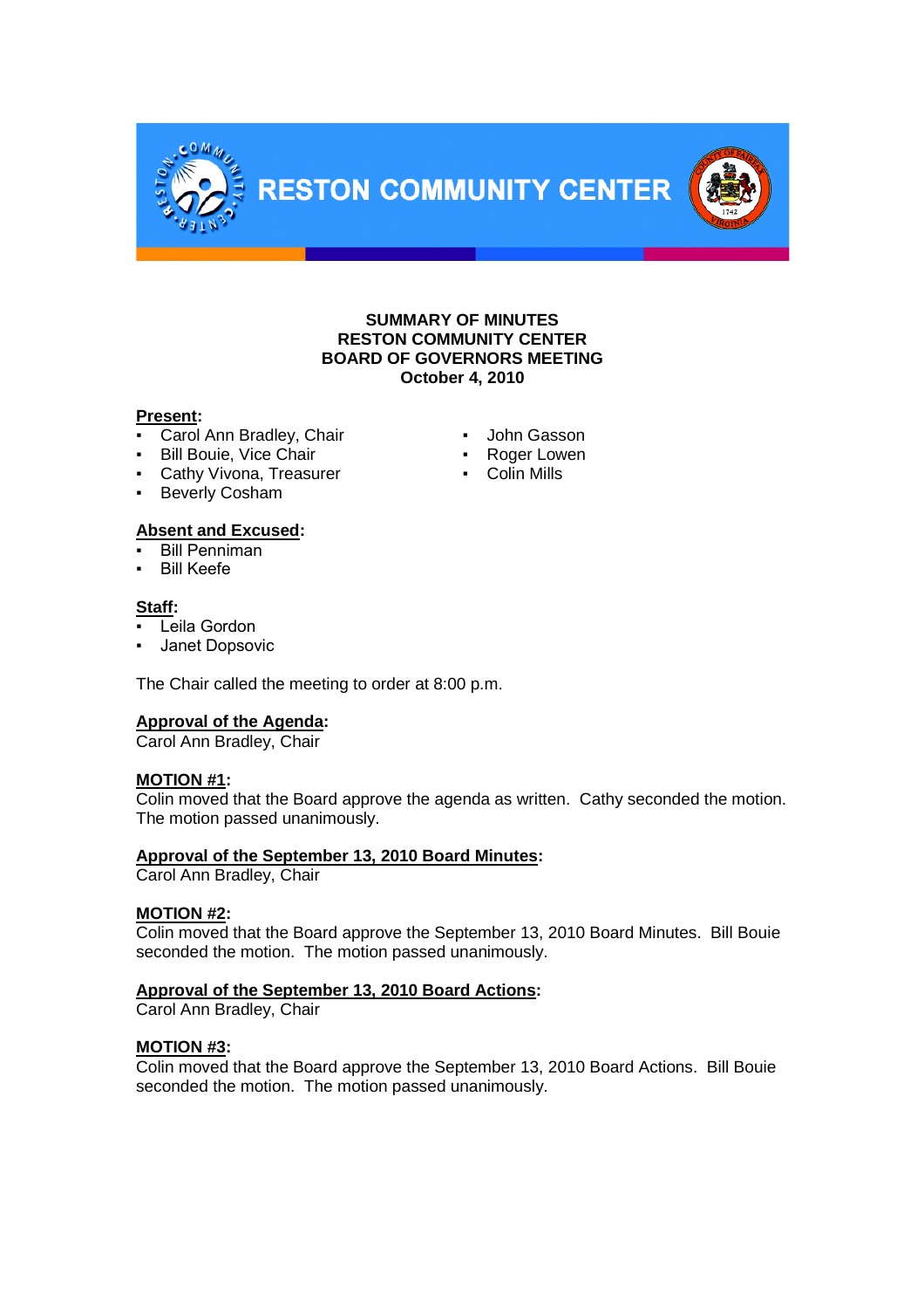# RESTON COMMUNITY CENTER

**SUMMARY OF MINUTES**
**RESTON COMMUNITY CENTER**
**BOARD OF GOVERNORS MEETING**
**October 4, 2010**

**Present:**

- Carol Ann Bradley, Chair
- Bill Bouie, Vice Chair
- Cathy Vivona, Treasurer
- Beverly Cosham
- John Gasson
- Roger Lowen
- Colin Mills

**Absent and Excused:**

- Bill Penniman
- Bill Keefe

**Staff:**

- Leila Gordon
- Janet Dopsovic

The Chair called the meeting to order at 8:00 p.m.

**Approval of the Agenda:**
Carol Ann Bradley, Chair

**MOTION #1:**
Colin moved that the Board approve the agenda as written. Cathy seconded the motion. The motion passed unanimously.

**Approval of the September 13, 2010 Board Minutes:**
Carol Ann Bradley, Chair

**MOTION #2:**
Colin moved that the Board approve the September 13, 2010 Board Minutes. Bill Bouie seconded the motion. The motion passed unanimously.

**Approval of the September 13, 2010 Board Actions:**
Carol Ann Bradley, Chair

**MOTION #3:**
Colin moved that the Board approve the September 13, 2010 Board Actions. Bill Bouie seconded the motion. The motion passed unanimously.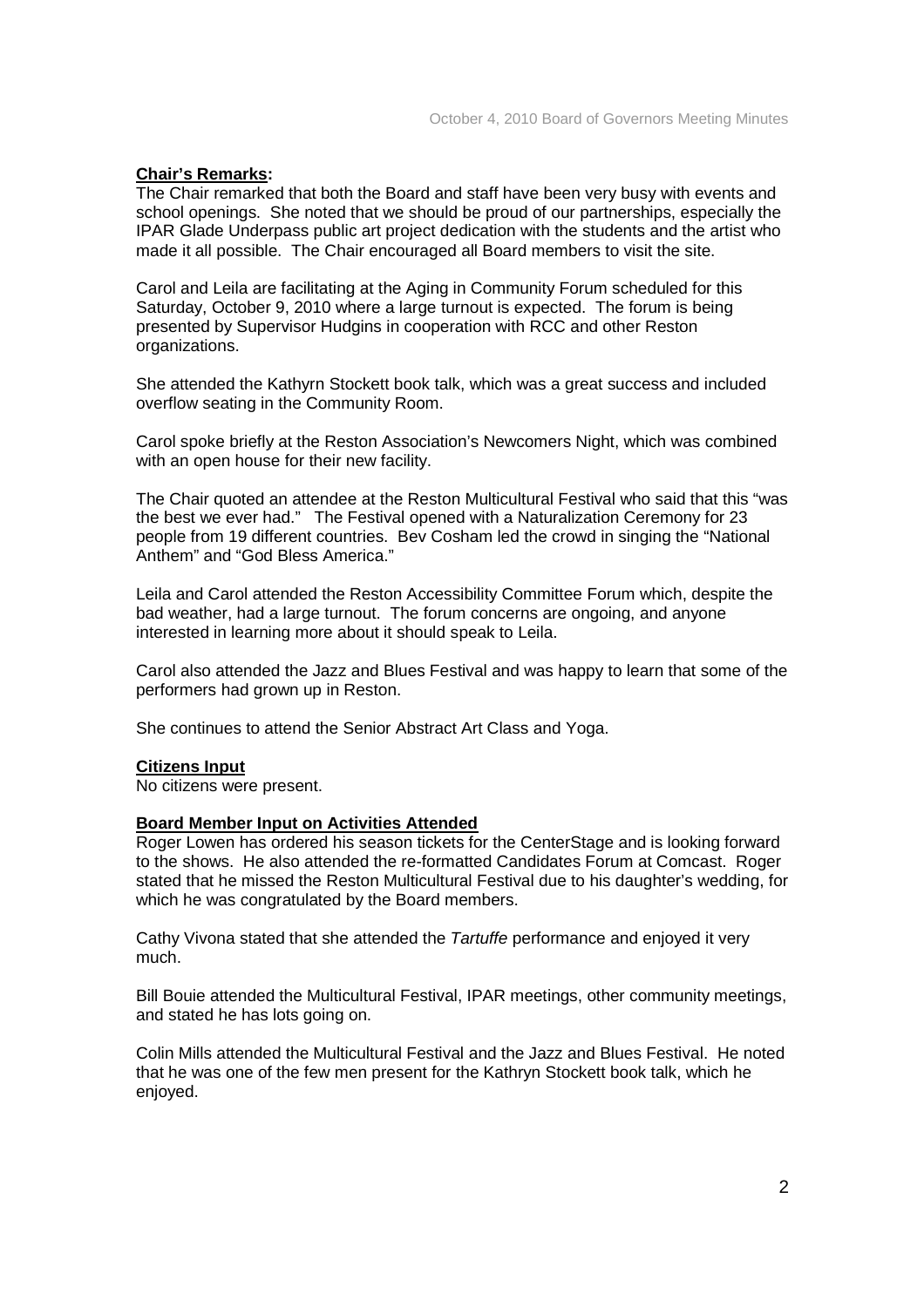**Chair's Remarks:**

The Chair remarked that both the Board and staff have been very busy with events and school openings. She noted that we should be proud of our partnerships, especially the IPAR Glade Underpass public art project dedication with the students and the artist who made it all possible. The Chair encouraged all Board members to visit the site.

Carol and Leila are facilitating at the Aging in Community Forum scheduled for this Saturday, October 9, 2010 where a large turnout is expected. The forum is being presented by Supervisor Hudgins in cooperation with RCC and other Reston organizations.

She attended the Kathyrn Stockett book talk, which was a great success and included overflow seating in the Community Room.

Carol spoke briefly at the Reston Association's Newcomers Night, which was combined with an open house for their new facility.

The Chair quoted an attendee at the Reston Multicultural Festival who said that this "was the best we ever had." The Festival opened with a Naturalization Ceremony for 23 people from 19 different countries. Bev Cosham led the crowd in singing the "National Anthem" and "God Bless America."

Leila and Carol attended the Reston Accessibility Committee Forum which, despite the bad weather, had a large turnout. The forum concerns are ongoing, and anyone interested in learning more about it should speak to Leila.

Carol also attended the Jazz and Blues Festival and was happy to learn that some of the performers had grown up in Reston.

She continues to attend the Senior Abstract Art Class and Yoga.

**Citizens Input**

No citizens were present.

**Board Member Input on Activities Attended**

Roger Lowen has ordered his season tickets for the CenterStage and is looking forward to the shows. He also attended the re-formatted Candidates Forum at Comcast. Roger stated that he missed the Reston Multicultural Festival due to his daughter's wedding, for which he was congratulated by the Board members.

Cathy Vivona stated that she attended the *Tartuffe* performance and enjoyed it very much.

Bill Bouie attended the Multicultural Festival, IPAR meetings, other community meetings, and stated he has lots going on.

Colin Mills attended the Multicultural Festival and the Jazz and Blues Festival. He noted that he was one of the few men present for the Kathryn Stockett book talk, which he enjoyed.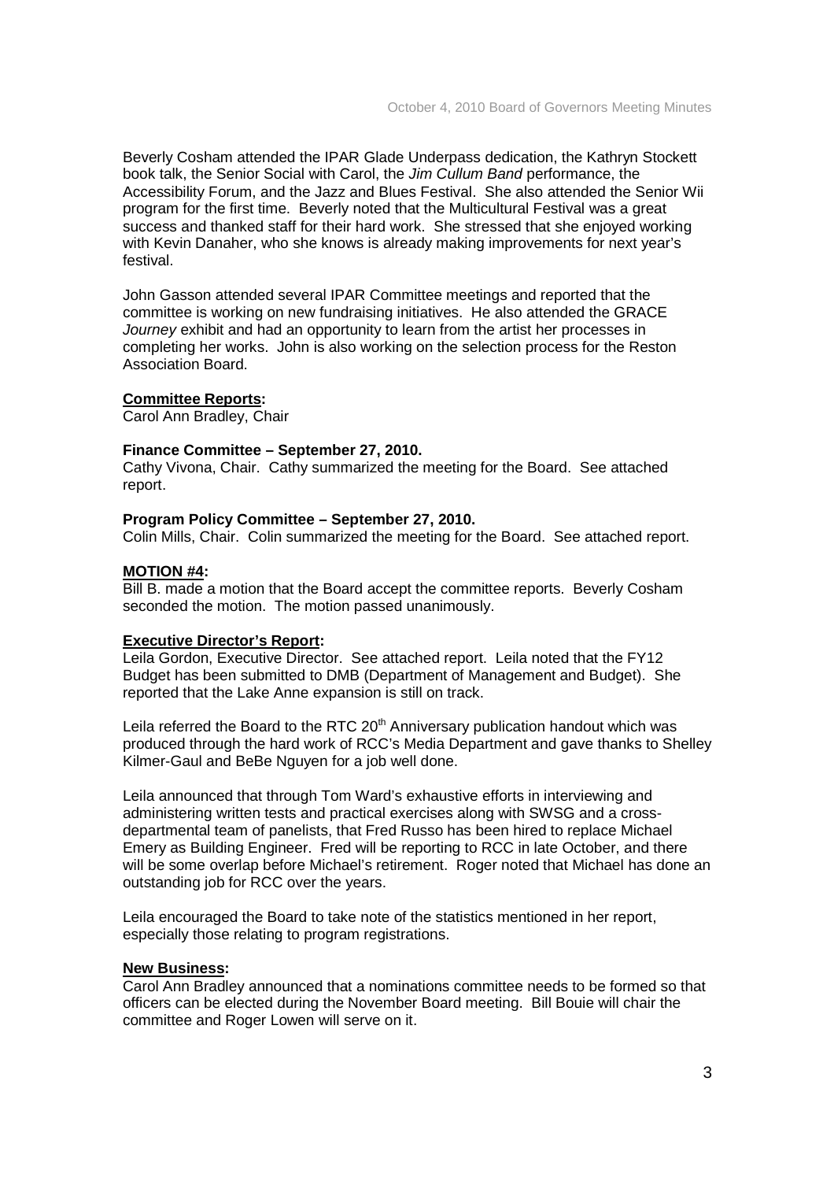Beverly Cosham attended the IPAR Glade Underpass dedication, the Kathryn Stockett book talk, the Senior Social with Carol, the *Jim Cullum Band* performance, the Accessibility Forum, and the Jazz and Blues Festival. She also attended the Senior Wii program for the first time. Beverly noted that the Multicultural Festival was a great success and thanked staff for their hard work. She stressed that she enjoyed working with Kevin Danaher, who she knows is already making improvements for next year's festival.

John Gasson attended several IPAR Committee meetings and reported that the committee is working on new fundraising initiatives. He also attended the GRACE *Journey* exhibit and had an opportunity to learn from the artist her processes in completing her works. John is also working on the selection process for the Reston Association Board.

**Committee Reports:**

Carol Ann Bradley, Chair

**Finance Committee – September 27, 2010.**

Cathy Vivona, Chair. Cathy summarized the meeting for the Board. See attached report.

**Program Policy Committee – September 27, 2010.**

Colin Mills, Chair. Colin summarized the meeting for the Board. See attached report.

**MOTION #4:**

Bill B. made a motion that the Board accept the committee reports. Beverly Cosham seconded the motion. The motion passed unanimously.

**Executive Director's Report:**

Leila Gordon, Executive Director. See attached report. Leila noted that the FY12 Budget has been submitted to DMB (Department of Management and Budget). She reported that the Lake Anne expansion is still on track.

Leila referred the Board to the RTC 20th Anniversary publication handout which was produced through the hard work of RCC's Media Department and gave thanks to Shelley Kilmer-Gaul and BeBe Nguyen for a job well done.

Leila announced that through Tom Ward's exhaustive efforts in interviewing and administering written tests and practical exercises along with SWSG and a cross-departmental team of panelists, that Fred Russo has been hired to replace Michael Emery as Building Engineer. Fred will be reporting to RCC in late October, and there will be some overlap before Michael's retirement. Roger noted that Michael has done an outstanding job for RCC over the years.

Leila encouraged the Board to take note of the statistics mentioned in her report, especially those relating to program registrations.

**New Business:**

Carol Ann Bradley announced that a nominations committee needs to be formed so that officers can be elected during the November Board meeting. Bill Bouie will chair the committee and Roger Lowen will serve on it.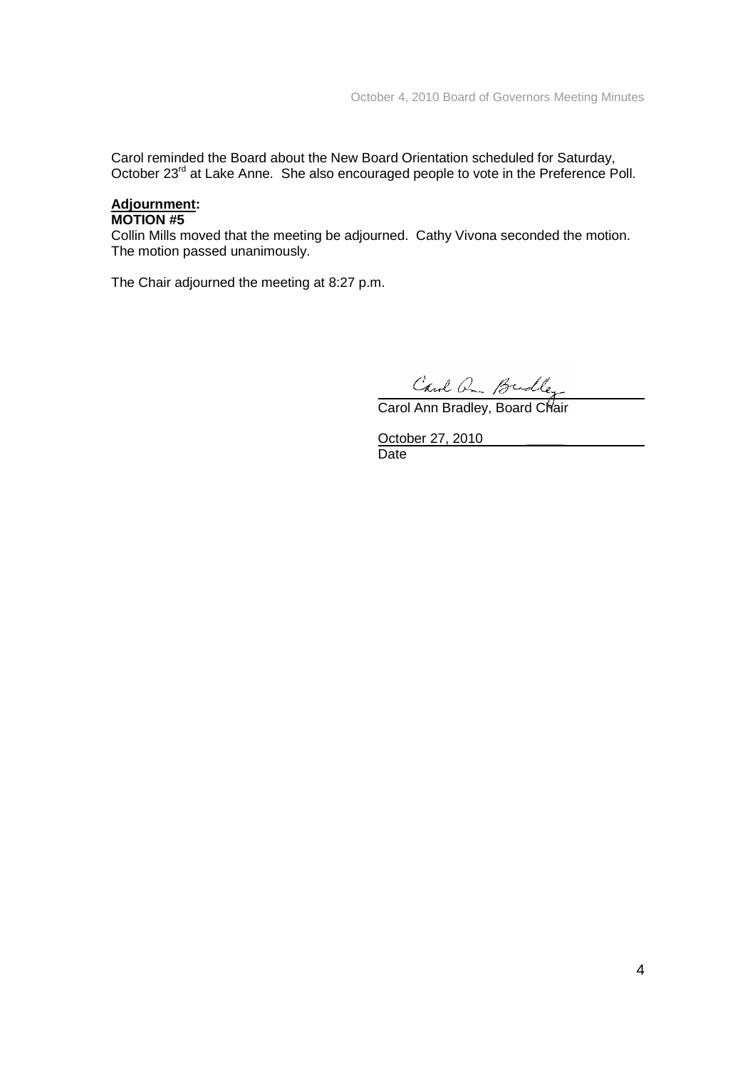Carol reminded the Board about the New Board Orientation scheduled for Saturday, October 23rd at Lake Anne. She also encouraged people to vote in the Preference Poll.

**Adjournment:**
**MOTION #5**

Collin Mills moved that the meeting be adjourned. Cathy Vivona seconded the motion. The motion passed unanimously.

The Chair adjourned the meeting at 8:27 p.m.

Carol Ann Bradley

Carol Ann Bradley, Board Chair

October 27, 2010

Date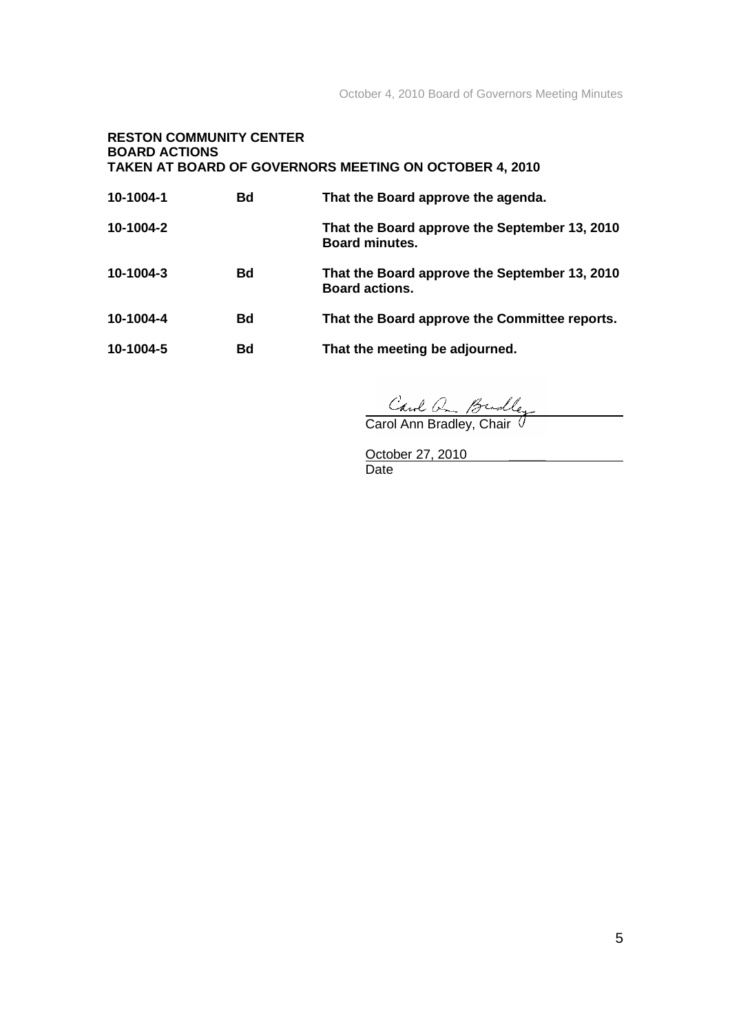**RESTON COMMUNITY CENTER**
**BOARD ACTIONS**
**TAKEN AT BOARD OF GOVERNORS MEETING ON OCTOBER 4, 2010**

| | | |
|---|---|---|
| **10-1004-1** | **Bd** | **That the Board approve the agenda.** |
| **10-1004-2** | | **That the Board approve the September 13, 2010 Board minutes.** |
| **10-1004-3** | **Bd** | **That the Board approve the September 13, 2010 Board actions.** |
| **10-1004-4** | **Bd** | **That the Board approve the Committee reports.** |
| **10-1004-5** | **Bd** | **That the meeting be adjourned.** |

Carol Ann Bradley

Carol Ann Bradley, Chair

October 27, 2010

Date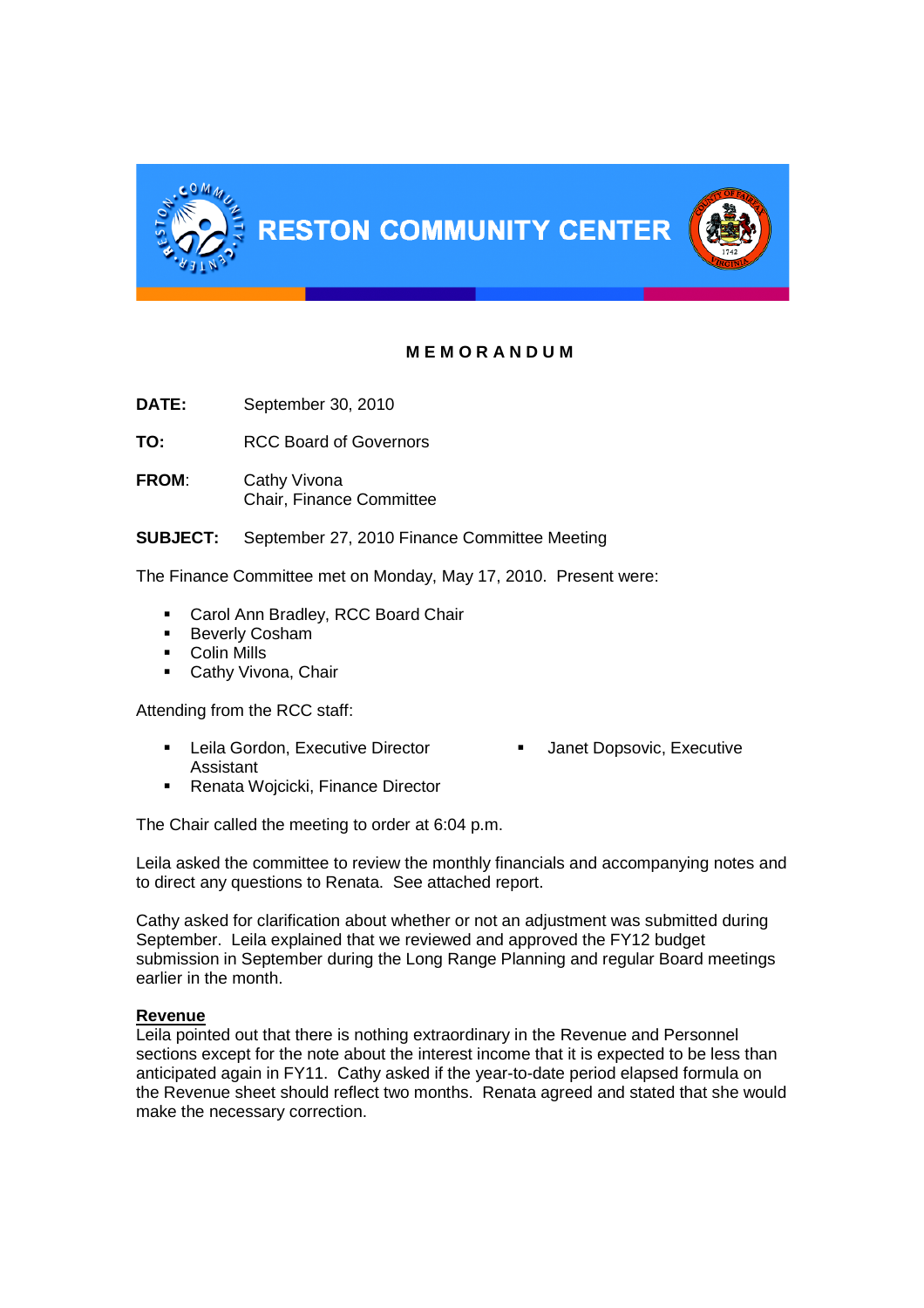# RESTON COMMUNITY CENTER

**MEMORANDUM**

**DATE:** September 30, 2010

**TO:** RCC Board of Governors

**FROM:** Cathy Vivona
Chair, Finance Committee

**SUBJECT:** September 27, 2010 Finance Committee Meeting

The Finance Committee met on Monday, May 17, 2010. Present were:

- Carol Ann Bradley, RCC Board Chair
- Beverly Cosham
- Colin Mills
- Cathy Vivona, Chair

Attending from the RCC staff:

- Leila Gordon, Executive Director
- Janet Dopsovic, Executive Assistant
- Renata Wojcicki, Finance Director

The Chair called the meeting to order at 6:04 p.m.

Leila asked the committee to review the monthly financials and accompanying notes and to direct any questions to Renata. See attached report.

Cathy asked for clarification about whether or not an adjustment was submitted during September. Leila explained that we reviewed and approved the FY12 budget submission in September during the Long Range Planning and regular Board meetings earlier in the month.

**Revenue**

Leila pointed out that there is nothing extraordinary in the Revenue and Personnel sections except for the note about the interest income that it is expected to be less than anticipated again in FY11. Cathy asked if the year-to-date period elapsed formula on the Revenue sheet should reflect two months. Renata agreed and stated that she would make the necessary correction.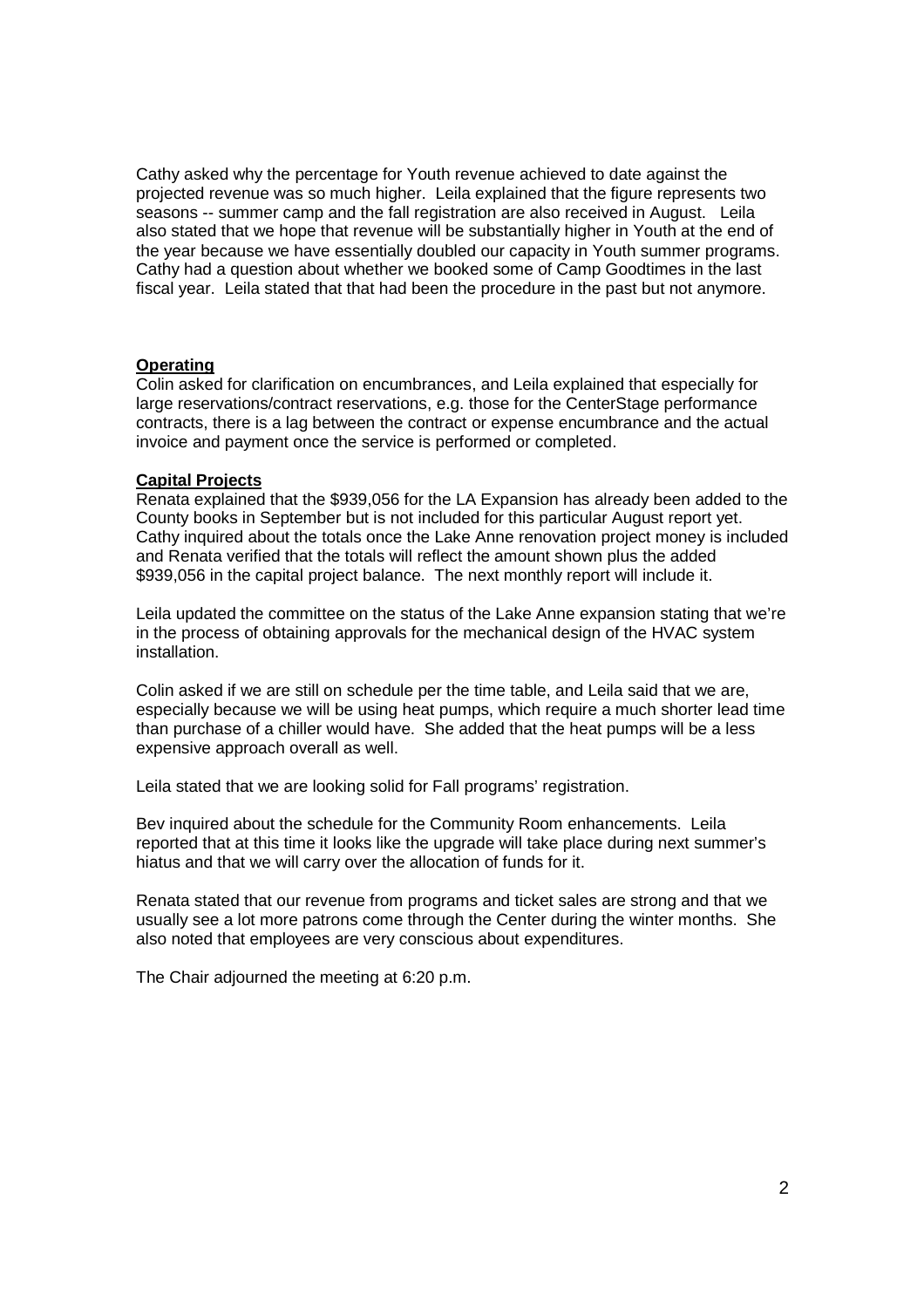Cathy asked why the percentage for Youth revenue achieved to date against the projected revenue was so much higher. Leila explained that the figure represents two seasons -- summer camp and the fall registration are also received in August. Leila also stated that we hope that revenue will be substantially higher in Youth at the end of the year because we have essentially doubled our capacity in Youth summer programs. Cathy had a question about whether we booked some of Camp Goodtimes in the last fiscal year. Leila stated that that had been the procedure in the past but not anymore.

**Operating**

Colin asked for clarification on encumbrances, and Leila explained that especially for large reservations/contract reservations, e.g. those for the CenterStage performance contracts, there is a lag between the contract or expense encumbrance and the actual invoice and payment once the service is performed or completed.

**Capital Projects**

Renata explained that the $939,056 for the LA Expansion has already been added to the County books in September but is not included for this particular August report yet. Cathy inquired about the totals once the Lake Anne renovation project money is included and Renata verified that the totals will reflect the amount shown plus the added $939,056 in the capital project balance. The next monthly report will include it.

Leila updated the committee on the status of the Lake Anne expansion stating that we're in the process of obtaining approvals for the mechanical design of the HVAC system installation.

Colin asked if we are still on schedule per the time table, and Leila said that we are, especially because we will be using heat pumps, which require a much shorter lead time than purchase of a chiller would have. She added that the heat pumps will be a less expensive approach overall as well.

Leila stated that we are looking solid for Fall programs' registration.

Bev inquired about the schedule for the Community Room enhancements. Leila reported that at this time it looks like the upgrade will take place during next summer's hiatus and that we will carry over the allocation of funds for it.

Renata stated that our revenue from programs and ticket sales are strong and that we usually see a lot more patrons come through the Center during the winter months. She also noted that employees are very conscious about expenditures.

The Chair adjourned the meeting at 6:20 p.m.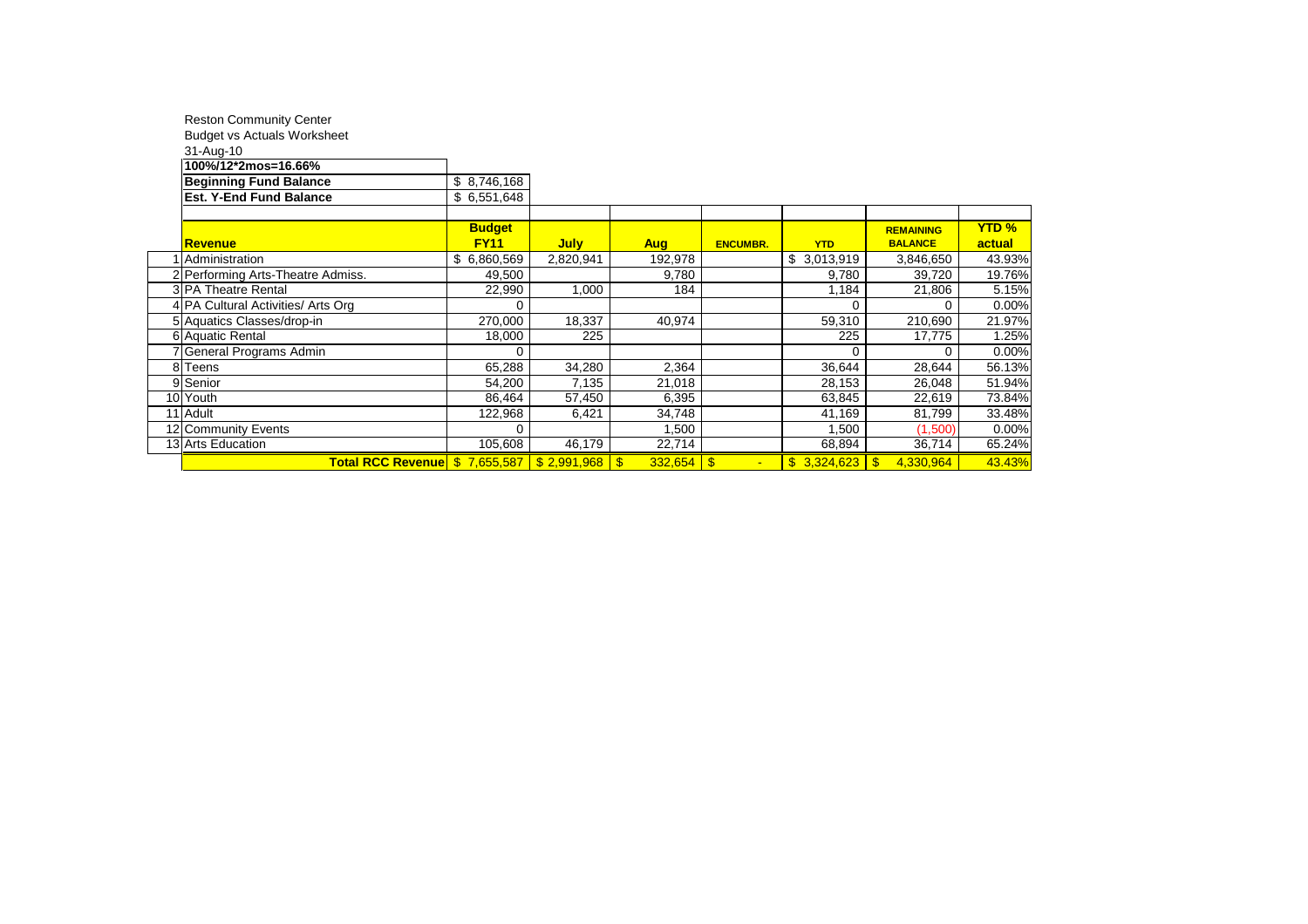Reston Community Center

Budget vs Actuals Worksheet

31-Aug-10

| **100%/12*2mos=16.66%** | |
|---|---|
| **Beginning Fund Balance** | $ 8,746,168 |
| **Est. Y-End Fund Balance** | $ 6,551,648 |

| | **Revenue** | **Budget FY11** | **July** | **Aug** | **ENCUMBR.** | **YTD** | **REMAINING BALANCE** | **YTD % actual** |
|---|---|---|---|---|---|---|---|---|
| 1 | Administration | $ 6,860,569 | 2,820,941 | 192,978 | | $ 3,013,919 | 3,846,650 | 43.93% |
| 2 | Performing Arts-Theatre Admiss. | 49,500 | | 9,780 | | 9,780 | 39,720 | 19.76% |
| 3 | PA Theatre Rental | 22,990 | 1,000 | 184 | | 1,184 | 21,806 | 5.15% |
| 4 | PA Cultural Activities/ Arts Org | 0 | | | | 0 | 0 | 0.00% |
| 5 | Aquatics Classes/drop-in | 270,000 | 18,337 | 40,974 | | 59,310 | 210,690 | 21.97% |
| 6 | Aquatic Rental | 18,000 | 225 | | | 225 | 17,775 | 1.25% |
| 7 | General Programs Admin | 0 | | | | 0 | 0 | 0.00% |
| 8 | Teens | 65,288 | 34,280 | 2,364 | | 36,644 | 28,644 | 56.13% |
| 9 | Senior | 54,200 | 7,135 | 21,018 | | 28,153 | 26,048 | 51.94% |
| 10 | Youth | 86,464 | 57,450 | 6,395 | | 63,845 | 22,619 | 73.84% |
| 11 | Adult | 122,968 | 6,421 | 34,748 | | 41,169 | 81,799 | 33.48% |
| 12 | Community Events | 0 | | 1,500 | | 1,500 | (1,500) | 0.00% |
| 13 | Arts Education | 105,608 | 46,179 | 22,714 | | 68,894 | 36,714 | 65.24% |
| | **Total RCC Revenue** | $ 7,655,587 | $ 2,991,968 | $ 332,654 | $ - | $ 3,324,623 | $ 4,330,964 | 43.43% |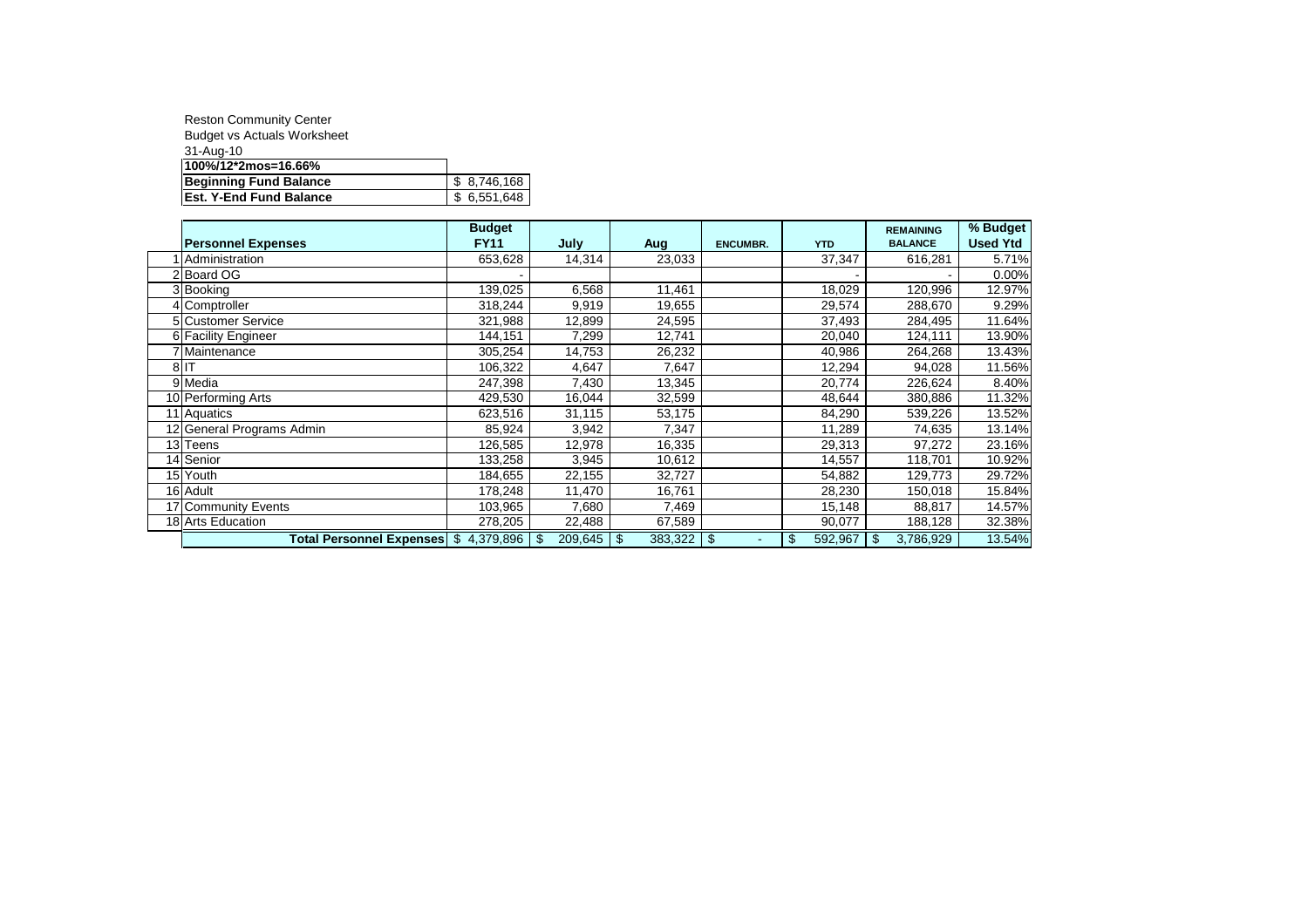Reston Community Center

Budget vs Actuals Worksheet

31-Aug-10

| | |
|---|---|
| **100%/12*2mos=16.66%** | |
| **Beginning Fund Balance** | $ 8,746,168 |
| **Est. Y-End Fund Balance** | $ 6,551,648 |

| | Personnel Expenses | Budget FY11 | July | Aug | ENCUMBR. | YTD | REMAINING BALANCE | % Budget Used Ytd |
|---|---|---|---|---|---|---|---|---|
| 1 | Administration | 653,628 | 14,314 | 23,033 | | 37,347 | 616,281 | 5.71% |
| 2 | Board OG | - | | | | - | - | 0.00% |
| 3 | Booking | 139,025 | 6,568 | 11,461 | | 18,029 | 120,996 | 12.97% |
| 4 | Comptroller | 318,244 | 9,919 | 19,655 | | 29,574 | 288,670 | 9.29% |
| 5 | Customer Service | 321,988 | 12,899 | 24,595 | | 37,493 | 284,495 | 11.64% |
| 6 | Facility Engineer | 144,151 | 7,299 | 12,741 | | 20,040 | 124,111 | 13.90% |
| 7 | Maintenance | 305,254 | 14,753 | 26,232 | | 40,986 | 264,268 | 13.43% |
| 8 | IT | 106,322 | 4,647 | 7,647 | | 12,294 | 94,028 | 11.56% |
| 9 | Media | 247,398 | 7,430 | 13,345 | | 20,774 | 226,624 | 8.40% |
| 10 | Performing Arts | 429,530 | 16,044 | 32,599 | | 48,644 | 380,886 | 11.32% |
| 11 | Aquatics | 623,516 | 31,115 | 53,175 | | 84,290 | 539,226 | 13.52% |
| 12 | General Programs Admin | 85,924 | 3,942 | 7,347 | | 11,289 | 74,635 | 13.14% |
| 13 | Teens | 126,585 | 12,978 | 16,335 | | 29,313 | 97,272 | 23.16% |
| 14 | Senior | 133,258 | 3,945 | 10,612 | | 14,557 | 118,701 | 10.92% |
| 15 | Youth | 184,655 | 22,155 | 32,727 | | 54,882 | 129,773 | 29.72% |
| 16 | Adult | 178,248 | 11,470 | 16,761 | | 28,230 | 150,018 | 15.84% |
| 17 | Community Events | 103,965 | 7,680 | 7,469 | | 15,148 | 88,817 | 14.57% |
| 18 | Arts Education | 278,205 | 22,488 | 67,589 | | 90,077 | 188,128 | 32.38% |
| | **Total Personnel Expenses** | $ 4,379,896 | $ 209,645 | $ 383,322 | $ - | $ 592,967 | $ 3,786,929 | 13.54% |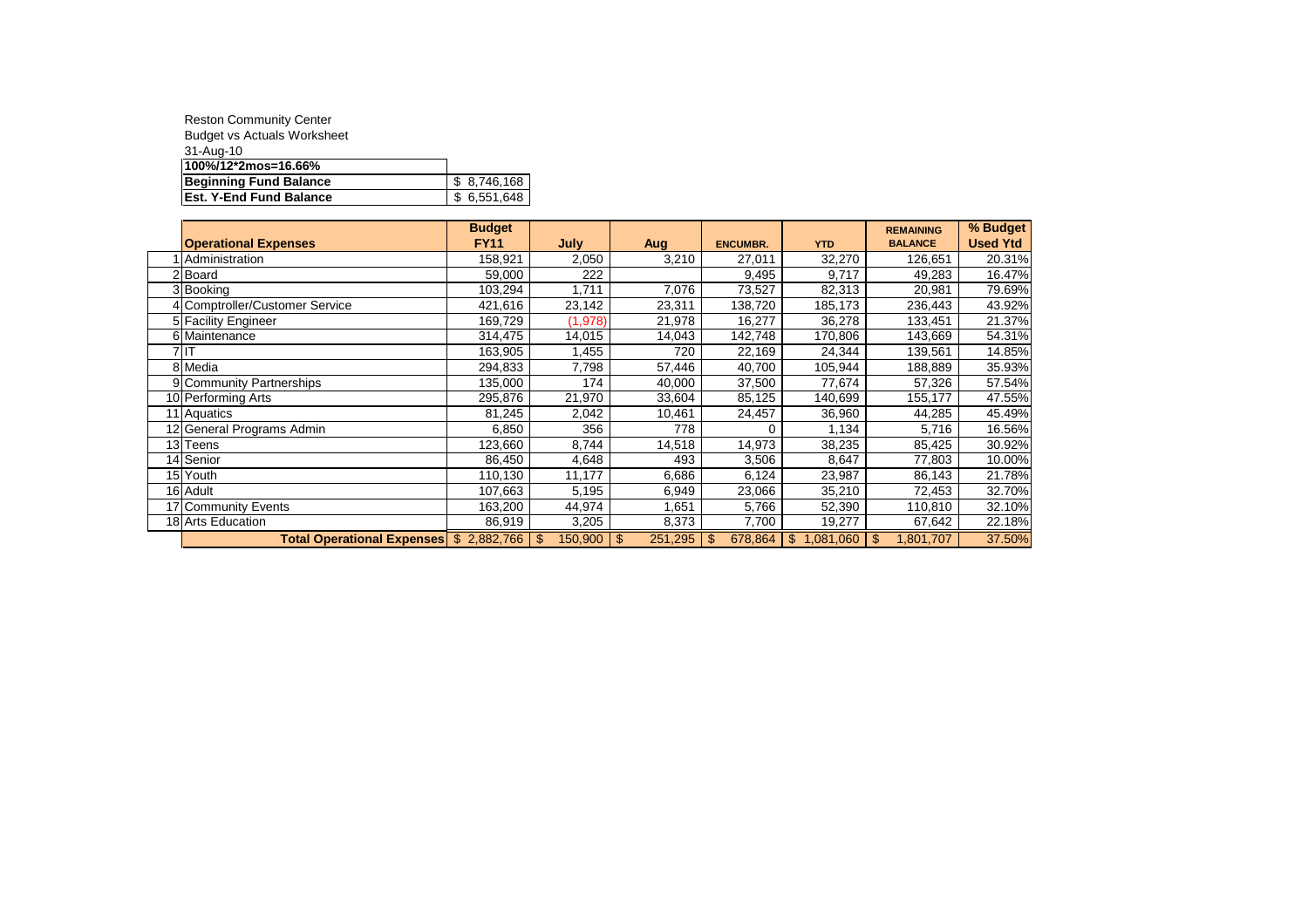Reston Community Center

Budget vs Actuals Worksheet

31-Aug-10

| 100%/12*2mos=16.66% | |
|---|---|
| **Beginning Fund Balance** | $ 8,746,168 |
| **Est. Y-End Fund Balance** | $ 6,551,648 |

| | Operational Expenses | Budget FY11 | July | Aug | ENCUMBR. | YTD | REMAINING BALANCE | % Budget Used Ytd |
|---|---|---|---|---|---|---|---|---|
| 1 | Administration | 158,921 | 2,050 | 3,210 | 27,011 | 32,270 | 126,651 | 20.31% |
| 2 | Board | 59,000 | 222 | | 9,495 | 9,717 | 49,283 | 16.47% |
| 3 | Booking | 103,294 | 1,711 | 7,076 | 73,527 | 82,313 | 20,981 | 79.69% |
| 4 | Comptroller/Customer Service | 421,616 | 23,142 | 23,311 | 138,720 | 185,173 | 236,443 | 43.92% |
| 5 | Facility Engineer | 169,729 | (1,978) | 21,978 | 16,277 | 36,278 | 133,451 | 21.37% |
| 6 | Maintenance | 314,475 | 14,015 | 14,043 | 142,748 | 170,806 | 143,669 | 54.31% |
| 7 | IT | 163,905 | 1,455 | 720 | 22,169 | 24,344 | 139,561 | 14.85% |
| 8 | Media | 294,833 | 7,798 | 57,446 | 40,700 | 105,944 | 188,889 | 35.93% |
| 9 | Community Partnerships | 135,000 | 174 | 40,000 | 37,500 | 77,674 | 57,326 | 57.54% |
| 10 | Performing Arts | 295,876 | 21,970 | 33,604 | 85,125 | 140,699 | 155,177 | 47.55% |
| 11 | Aquatics | 81,245 | 2,042 | 10,461 | 24,457 | 36,960 | 44,285 | 45.49% |
| 12 | General Programs Admin | 6,850 | 356 | 778 | 0 | 1,134 | 5,716 | 16.56% |
| 13 | Teens | 123,660 | 8,744 | 14,518 | 14,973 | 38,235 | 85,425 | 30.92% |
| 14 | Senior | 86,450 | 4,648 | 493 | 3,506 | 8,647 | 77,803 | 10.00% |
| 15 | Youth | 110,130 | 11,177 | 6,686 | 6,124 | 23,987 | 86,143 | 21.78% |
| 16 | Adult | 107,663 | 5,195 | 6,949 | 23,066 | 35,210 | 72,453 | 32.70% |
| 17 | Community Events | 163,200 | 44,974 | 1,651 | 5,766 | 52,390 | 110,810 | 32.10% |
| 18 | Arts Education | 86,919 | 3,205 | 8,373 | 7,700 | 19,277 | 67,642 | 22.18% |
| | **Total Operational Expenses** | $ 2,882,766 | $ 150,900 | $ 251,295 | $ 678,864 | $ 1,081,060 | $ 1,801,707 | 37.50% |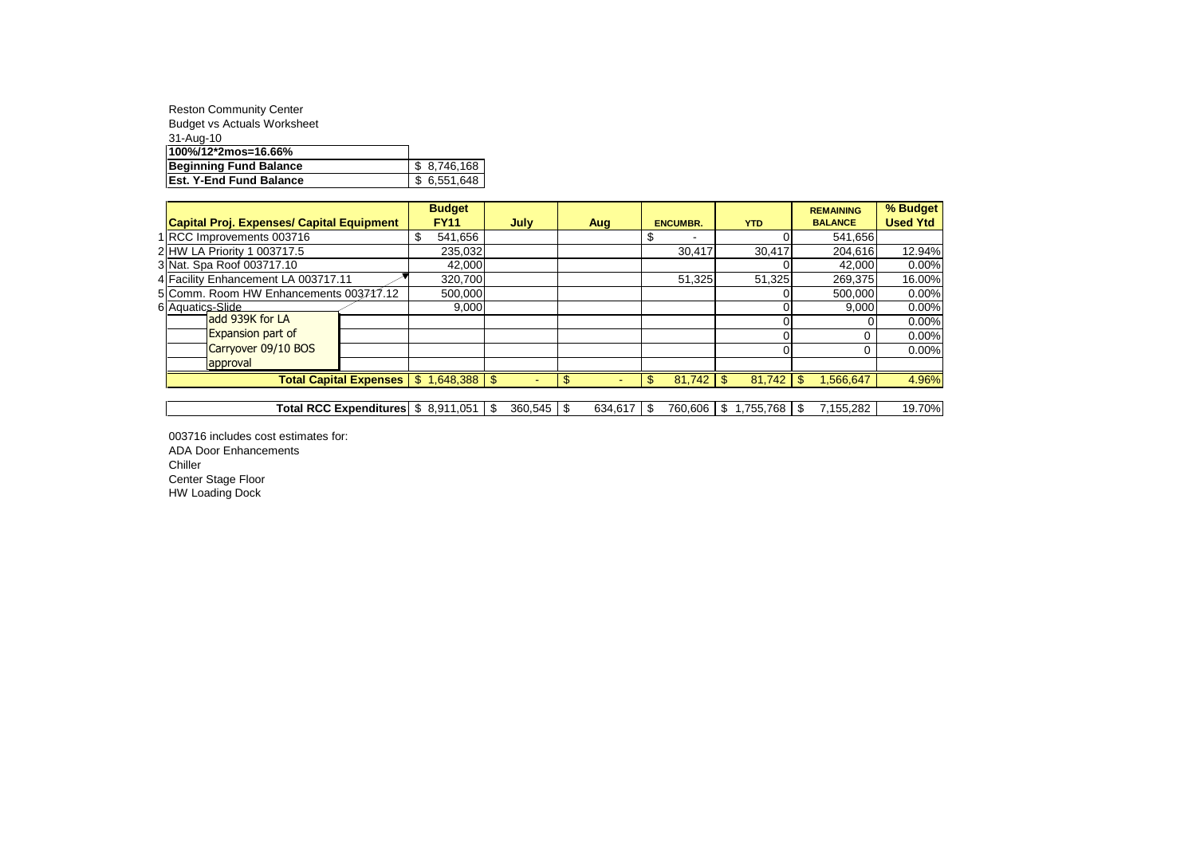Reston Community Center

Budget vs Actuals Worksheet

31-Aug-10

| | |
|---|---|
| **100%/12*2mos=16.66%** | |
| **Beginning Fund Balance** | $ 8,746,168 |
| **Est. Y-End Fund Balance** | $ 6,551,648 |

| | **Capital Proj. Expenses/ Capital Equipment** | **Budget FY11** | **July** | **Aug** | **ENCUMBR.** | **YTD** | **REMAINING BALANCE** | **% Budget Used Ytd** |
|---|---|---|---|---|---|---|---|---|
| 1 | RCC Improvements 003716 | $ 541,656 | | | $ - | 0 | 541,656 | |
| 2 | HW LA Priority 1 003717.5 | 235,032 | | | 30,417 | 30,417 | 204,616 | 12.94% |
| 3 | Nat. Spa Roof 003717.10 | 42,000 | | | | 0 | 42,000 | 0.00% |
| 4 | Facility Enhancement LA 003717.11 | 320,700 | | | 51,325 | 51,325 | 269,375 | 16.00% |
| 5 | Comm. Room HW Enhancements 003717.12 | 500,000 | | | | 0 | 500,000 | 0.00% |
| 6 | Aquatics-Slide | 9,000 | | | | 0 | 9,000 | 0.00% |
| | add 939K for LA Expansion part of Carryover 09/10 BOS approval | | | | | 0 | 0 | 0.00% |
| | | | | | | 0 | 0 | 0.00% |
| | | | | | | | | |
| | **Total Capital Expenses** | $ 1,648,388 | $ - | $ - | $ 81,742 | $ 81,742 | $ 1,566,647 | 4.96% |
| | **Total RCC Expenditures** | $ 8,911,051 | $ 360,545 | $ 634,617 | $ 760,606 | $ 1,755,768 | $ 7,155,282 | 19.70% |

003716 includes cost estimates for:

ADA Door Enhancements

Chiller

Center Stage Floor

HW Loading Dock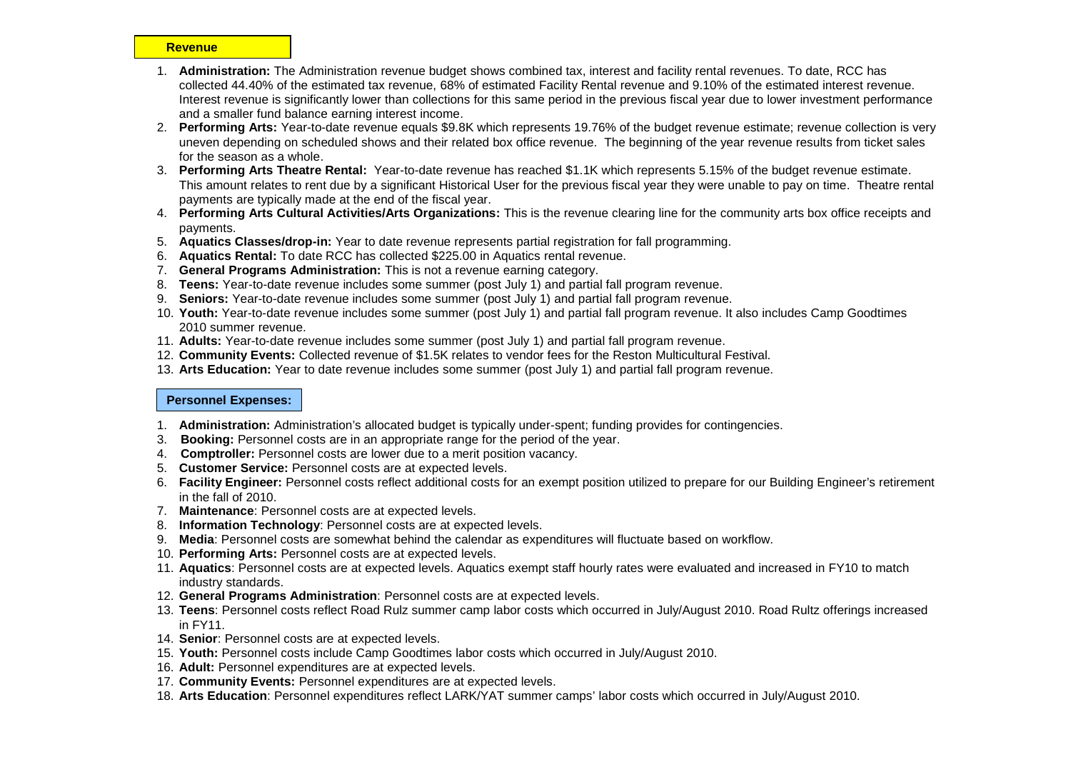**Revenue**

1. **Administration:** The Administration revenue budget shows combined tax, interest and facility rental revenues. To date, RCC has collected 44.40% of the estimated tax revenue, 68% of estimated Facility Rental revenue and 9.10% of the estimated interest revenue. Interest revenue is significantly lower than collections for this same period in the previous fiscal year due to lower investment performance and a smaller fund balance earning interest income.
2. **Performing Arts:** Year-to-date revenue equals $9.8K which represents 19.76% of the budget revenue estimate; revenue collection is very uneven depending on scheduled shows and their related box office revenue. The beginning of the year revenue results from ticket sales for the season as a whole.
3. **Performing Arts Theatre Rental:** Year-to-date revenue has reached $1.1K which represents 5.15% of the budget revenue estimate. This amount relates to rent due by a significant Historical User for the previous fiscal year they were unable to pay on time. Theatre rental payments are typically made at the end of the fiscal year.
4. **Performing Arts Cultural Activities/Arts Organizations:** This is the revenue clearing line for the community arts box office receipts and payments.
5. **Aquatics Classes/drop-in:** Year to date revenue represents partial registration for fall programming.
6. **Aquatics Rental:** To date RCC has collected $225.00 in Aquatics rental revenue.
7. **General Programs Administration:** This is not a revenue earning category.
8. **Teens:** Year-to-date revenue includes some summer (post July 1) and partial fall program revenue.
9. **Seniors:** Year-to-date revenue includes some summer (post July 1) and partial fall program revenue.
10. **Youth:** Year-to-date revenue includes some summer (post July 1) and partial fall program revenue. It also includes Camp Goodtimes 2010 summer revenue.
11. **Adults:** Year-to-date revenue includes some summer (post July 1) and partial fall program revenue.
12. **Community Events:** Collected revenue of $1.5K relates to vendor fees for the Reston Multicultural Festival.
13. **Arts Education:** Year to date revenue includes some summer (post July 1) and partial fall program revenue.

**Personnel Expenses:**

1. **Administration:** Administration's allocated budget is typically under-spent; funding provides for contingencies.
3. **Booking:** Personnel costs are in an appropriate range for the period of the year.
4. **Comptroller:** Personnel costs are lower due to a merit position vacancy.
5. **Customer Service:** Personnel costs are at expected levels.
6. **Facility Engineer:** Personnel costs reflect additional costs for an exempt position utilized to prepare for our Building Engineer's retirement in the fall of 2010.
7. **Maintenance**: Personnel costs are at expected levels.
8. **Information Technology**: Personnel costs are at expected levels.
9. **Media**: Personnel costs are somewhat behind the calendar as expenditures will fluctuate based on workflow.
10. **Performing Arts:** Personnel costs are at expected levels.
11. **Aquatics**: Personnel costs are at expected levels. Aquatics exempt staff hourly rates were evaluated and increased in FY10 to match industry standards.
12. **General Programs Administration**: Personnel costs are at expected levels.
13. **Teens**: Personnel costs reflect Road Rulz summer camp labor costs which occurred in July/August 2010. Road Rultz offerings increased in FY11.
14. **Senior**: Personnel costs are at expected levels.
15. **Youth:** Personnel costs include Camp Goodtimes labor costs which occurred in July/August 2010.
16. **Adult:** Personnel expenditures are at expected levels.
17. **Community Events:** Personnel expenditures are at expected levels.
18. **Arts Education**: Personnel expenditures reflect LARK/YAT summer camps' labor costs which occurred in July/August 2010.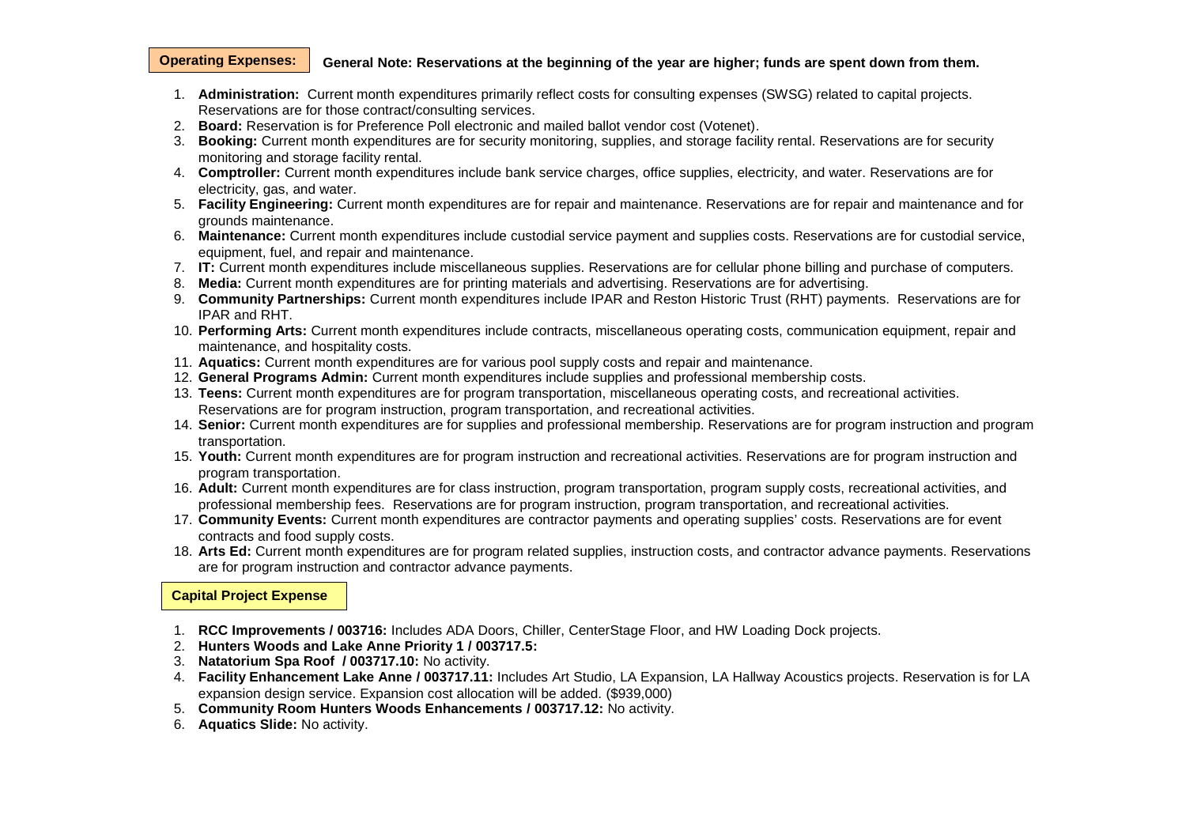**Operating Expenses:** **General Note: Reservations at the beginning of the year are higher; funds are spent down from them.**

1. **Administration:** Current month expenditures primarily reflect costs for consulting expenses (SWSG) related to capital projects. Reservations are for those contract/consulting services.
2. **Board:** Reservation is for Preference Poll electronic and mailed ballot vendor cost (Votenet).
3. **Booking:** Current month expenditures are for security monitoring, supplies, and storage facility rental. Reservations are for security monitoring and storage facility rental.
4. **Comptroller:** Current month expenditures include bank service charges, office supplies, electricity, and water. Reservations are for electricity, gas, and water.
5. **Facility Engineering:** Current month expenditures are for repair and maintenance. Reservations are for repair and maintenance and for grounds maintenance.
6. **Maintenance:** Current month expenditures include custodial service payment and supplies costs. Reservations are for custodial service, equipment, fuel, and repair and maintenance.
7. **IT:** Current month expenditures include miscellaneous supplies. Reservations are for cellular phone billing and purchase of computers.
8. **Media:** Current month expenditures are for printing materials and advertising. Reservations are for advertising.
9. **Community Partnerships:** Current month expenditures include IPAR and Reston Historic Trust (RHT) payments. Reservations are for IPAR and RHT.
10. **Performing Arts:** Current month expenditures include contracts, miscellaneous operating costs, communication equipment, repair and maintenance, and hospitality costs.
11. **Aquatics:** Current month expenditures are for various pool supply costs and repair and maintenance.
12. **General Programs Admin:** Current month expenditures include supplies and professional membership costs.
13. **Teens:** Current month expenditures are for program transportation, miscellaneous operating costs, and recreational activities. Reservations are for program instruction, program transportation, and recreational activities.
14. **Senior:** Current month expenditures are for supplies and professional membership. Reservations are for program instruction and program transportation.
15. **Youth:** Current month expenditures are for program instruction and recreational activities. Reservations are for program instruction and program transportation.
16. **Adult:** Current month expenditures are for class instruction, program transportation, program supply costs, recreational activities, and professional membership fees. Reservations are for program instruction, program transportation, and recreational activities.
17. **Community Events:** Current month expenditures are contractor payments and operating supplies' costs. Reservations are for event contracts and food supply costs.
18. **Arts Ed:** Current month expenditures are for program related supplies, instruction costs, and contractor advance payments. Reservations are for program instruction and contractor advance payments.

**Capital Project Expense**

1. **RCC Improvements / 003716:** Includes ADA Doors, Chiller, CenterStage Floor, and HW Loading Dock projects.
2. **Hunters Woods and Lake Anne Priority 1 / 003717.5:**
3. **Natatorium Spa Roof / 003717.10:** No activity.
4. **Facility Enhancement Lake Anne / 003717.11:** Includes Art Studio, LA Expansion, LA Hallway Acoustics projects. Reservation is for LA expansion design service. Expansion cost allocation will be added. ($939,000)
5. **Community Room Hunters Woods Enhancements / 003717.12:** No activity.
6. **Aquatics Slide:** No activity.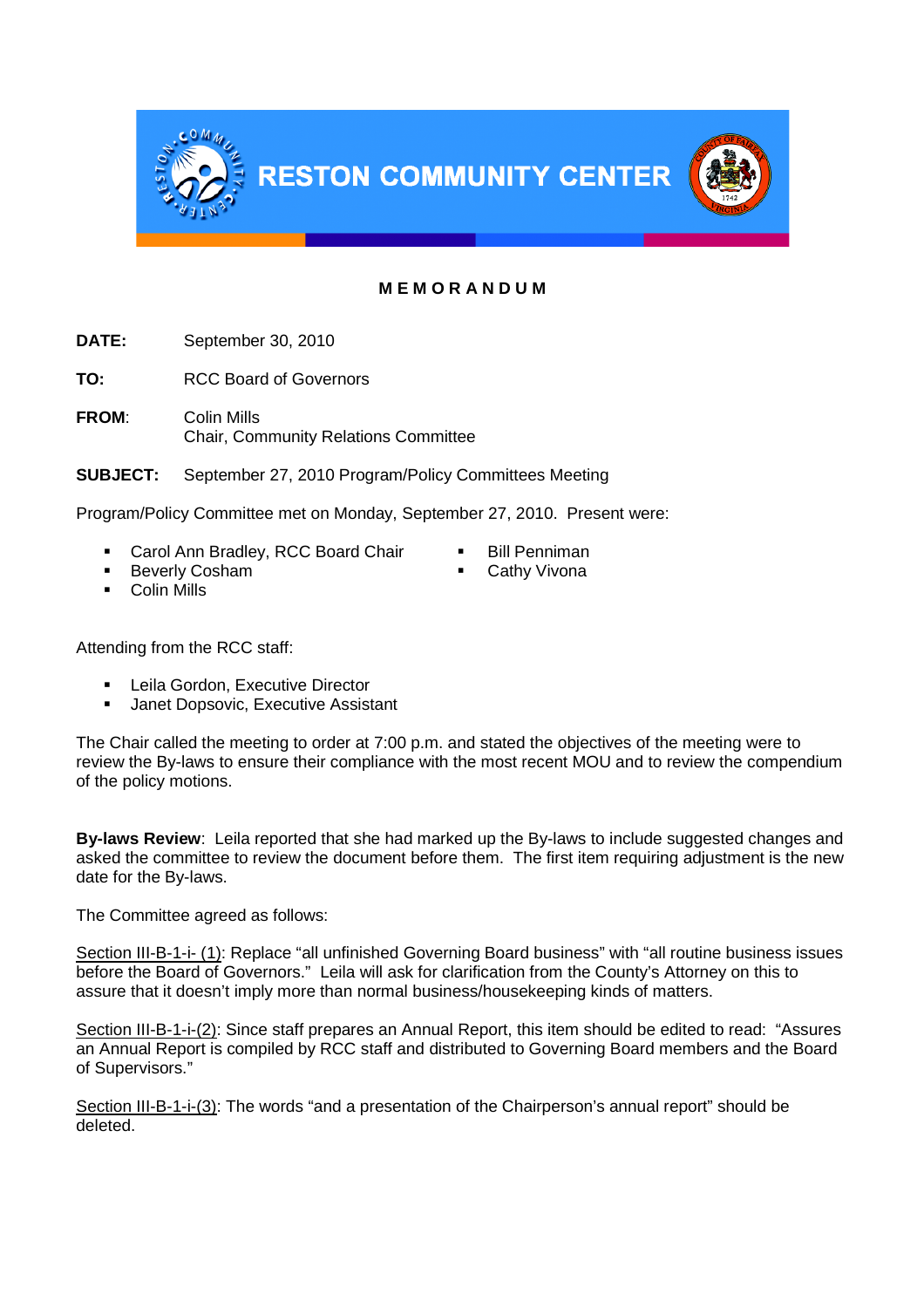**RESTON COMMUNITY CENTER**

**M E M O R A N D U M**

**DATE:** September 30, 2010

**TO:** RCC Board of Governors

**FROM**: Colin Mills
Chair, Community Relations Committee

**SUBJECT:** September 27, 2010 Program/Policy Committees Meeting

Program/Policy Committee met on Monday, September 27, 2010. Present were:

- Carol Ann Bradley, RCC Board Chair
- Beverly Cosham
- Colin Mills
- Bill Penniman
- Cathy Vivona

Attending from the RCC staff:

- Leila Gordon, Executive Director
- Janet Dopsovic, Executive Assistant

The Chair called the meeting to order at 7:00 p.m. and stated the objectives of the meeting were to review the By-laws to ensure their compliance with the most recent MOU and to review the compendium of the policy motions.

**By-laws Review**: Leila reported that she had marked up the By-laws to include suggested changes and asked the committee to review the document before them. The first item requiring adjustment is the new date for the By-laws.

The Committee agreed as follows:

Section III-B-1-i- (1): Replace "all unfinished Governing Board business" with "all routine business issues before the Board of Governors." Leila will ask for clarification from the County's Attorney on this to assure that it doesn't imply more than normal business/housekeeping kinds of matters.

Section III-B-1-i-(2): Since staff prepares an Annual Report, this item should be edited to read: "Assures an Annual Report is compiled by RCC staff and distributed to Governing Board members and the Board of Supervisors."

Section III-B-1-i-(3): The words "and a presentation of the Chairperson's annual report" should be deleted.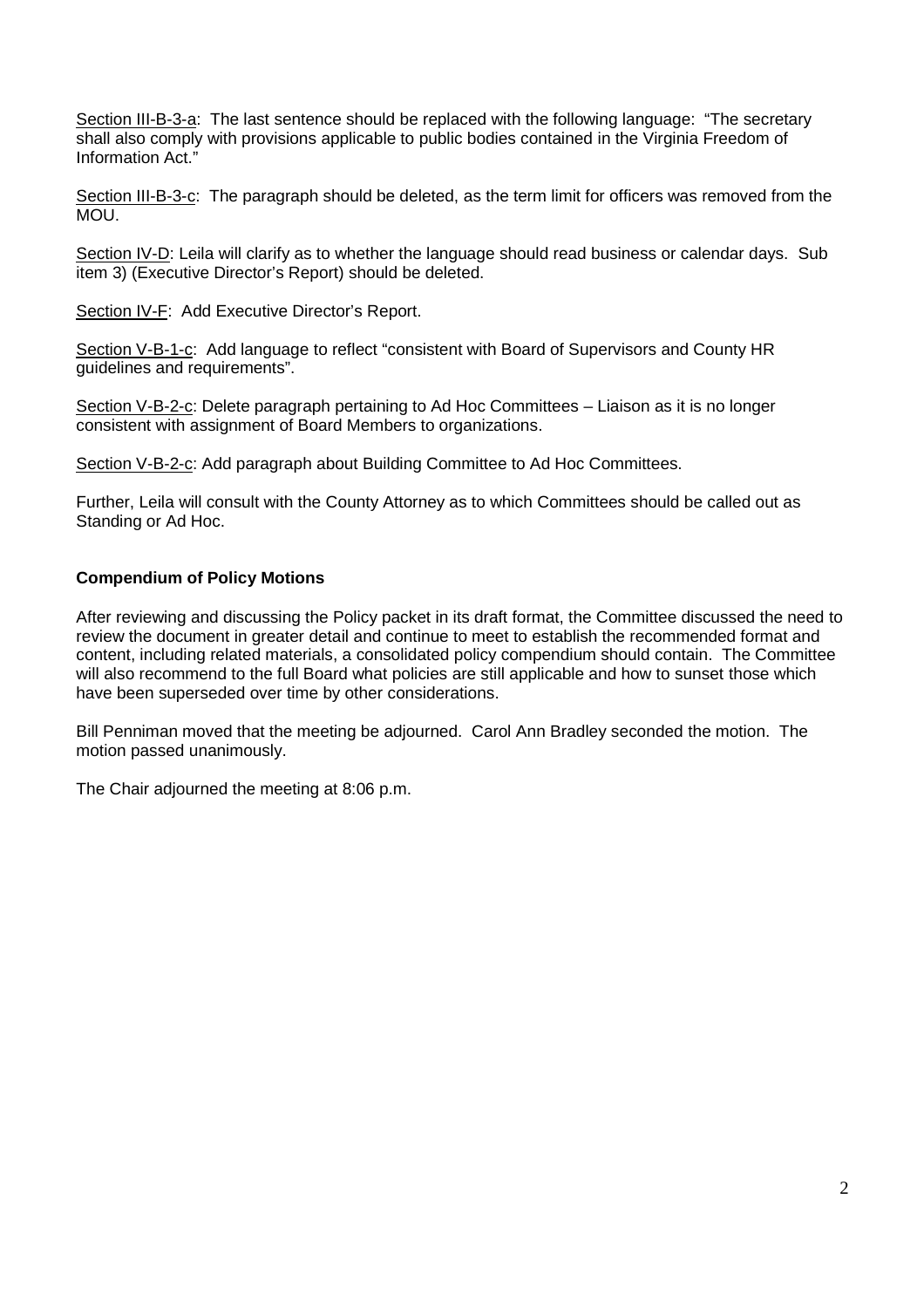Section III-B-3-a: The last sentence should be replaced with the following language: "The secretary shall also comply with provisions applicable to public bodies contained in the Virginia Freedom of Information Act."

Section III-B-3-c: The paragraph should be deleted, as the term limit for officers was removed from the MOU.

Section IV-D: Leila will clarify as to whether the language should read business or calendar days. Sub item 3) (Executive Director's Report) should be deleted.

Section IV-F: Add Executive Director's Report.

Section V-B-1-c: Add language to reflect "consistent with Board of Supervisors and County HR guidelines and requirements".

Section V-B-2-c: Delete paragraph pertaining to Ad Hoc Committees – Liaison as it is no longer consistent with assignment of Board Members to organizations.

Section V-B-2-c: Add paragraph about Building Committee to Ad Hoc Committees.

Further, Leila will consult with the County Attorney as to which Committees should be called out as Standing or Ad Hoc.

**Compendium of Policy Motions**

After reviewing and discussing the Policy packet in its draft format, the Committee discussed the need to review the document in greater detail and continue to meet to establish the recommended format and content, including related materials, a consolidated policy compendium should contain. The Committee will also recommend to the full Board what policies are still applicable and how to sunset those which have been superseded over time by other considerations.

Bill Penniman moved that the meeting be adjourned. Carol Ann Bradley seconded the motion. The motion passed unanimously.

The Chair adjourned the meeting at 8:06 p.m.